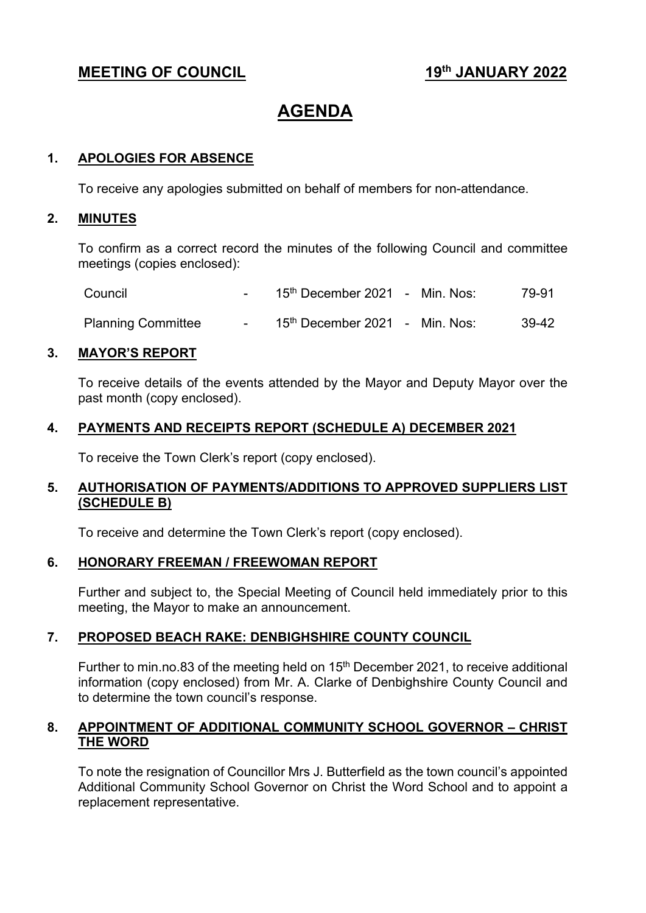**MEETING OF COUNCIL** **19th JANUARY 2022**

# AGENDA

## 1. APOLOGIES FOR ABSENCE

To receive any apologies submitted on behalf of members for non-attendance.

## 2. MINUTES

To confirm as a correct record the minutes of the following Council and committee meetings (copies enclosed):

| | | | | | |
|---|---|---|---|---|---|
| Council | - | 15th December 2021 | - | Min. Nos: | 79-91 |
| Planning Committee | - | 15th December 2021 | - | Min. Nos: | 39-42 |

## 3. MAYOR'S REPORT

To receive details of the events attended by the Mayor and Deputy Mayor over the past month (copy enclosed).

## 4. PAYMENTS AND RECEIPTS REPORT (SCHEDULE A) DECEMBER 2021

To receive the Town Clerk's report (copy enclosed).

## 5. AUTHORISATION OF PAYMENTS/ADDITIONS TO APPROVED SUPPLIERS LIST (SCHEDULE B)

To receive and determine the Town Clerk's report (copy enclosed).

## 6. HONORARY FREEMAN / FREEWOMAN REPORT

Further and subject to, the Special Meeting of Council held immediately prior to this meeting, the Mayor to make an announcement.

## 7. PROPOSED BEACH RAKE: DENBIGHSHIRE COUNTY COUNCIL

Further to min.no.83 of the meeting held on 15th December 2021, to receive additional information (copy enclosed) from Mr. A. Clarke of Denbighshire County Council and to determine the town council's response.

## 8. APPOINTMENT OF ADDITIONAL COMMUNITY SCHOOL GOVERNOR – CHRIST THE WORD

To note the resignation of Councillor Mrs J. Butterfield as the town council's appointed Additional Community School Governor on Christ the Word School and to appoint a replacement representative.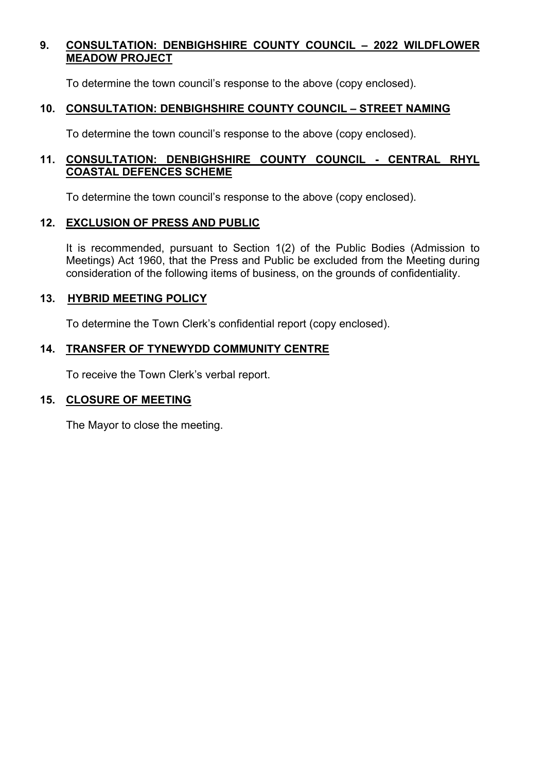## 9. CONSULTATION: DENBIGHSHIRE COUNTY COUNCIL – 2022 WILDFLOWER MEADOW PROJECT

To determine the town council's response to the above (copy enclosed).

## 10. CONSULTATION: DENBIGHSHIRE COUNTY COUNCIL – STREET NAMING

To determine the town council's response to the above (copy enclosed).

## 11. CONSULTATION: DENBIGHSHIRE COUNTY COUNCIL - CENTRAL RHYL COASTAL DEFENCES SCHEME

To determine the town council's response to the above (copy enclosed).

## 12. EXCLUSION OF PRESS AND PUBLIC

It is recommended, pursuant to Section 1(2) of the Public Bodies (Admission to Meetings) Act 1960, that the Press and Public be excluded from the Meeting during consideration of the following items of business, on the grounds of confidentiality.

## 13. HYBRID MEETING POLICY

To determine the Town Clerk's confidential report (copy enclosed).

## 14. TRANSFER OF TYNEWYDD COMMUNITY CENTRE

To receive the Town Clerk's verbal report.

## 15. CLOSURE OF MEETING

The Mayor to close the meeting.